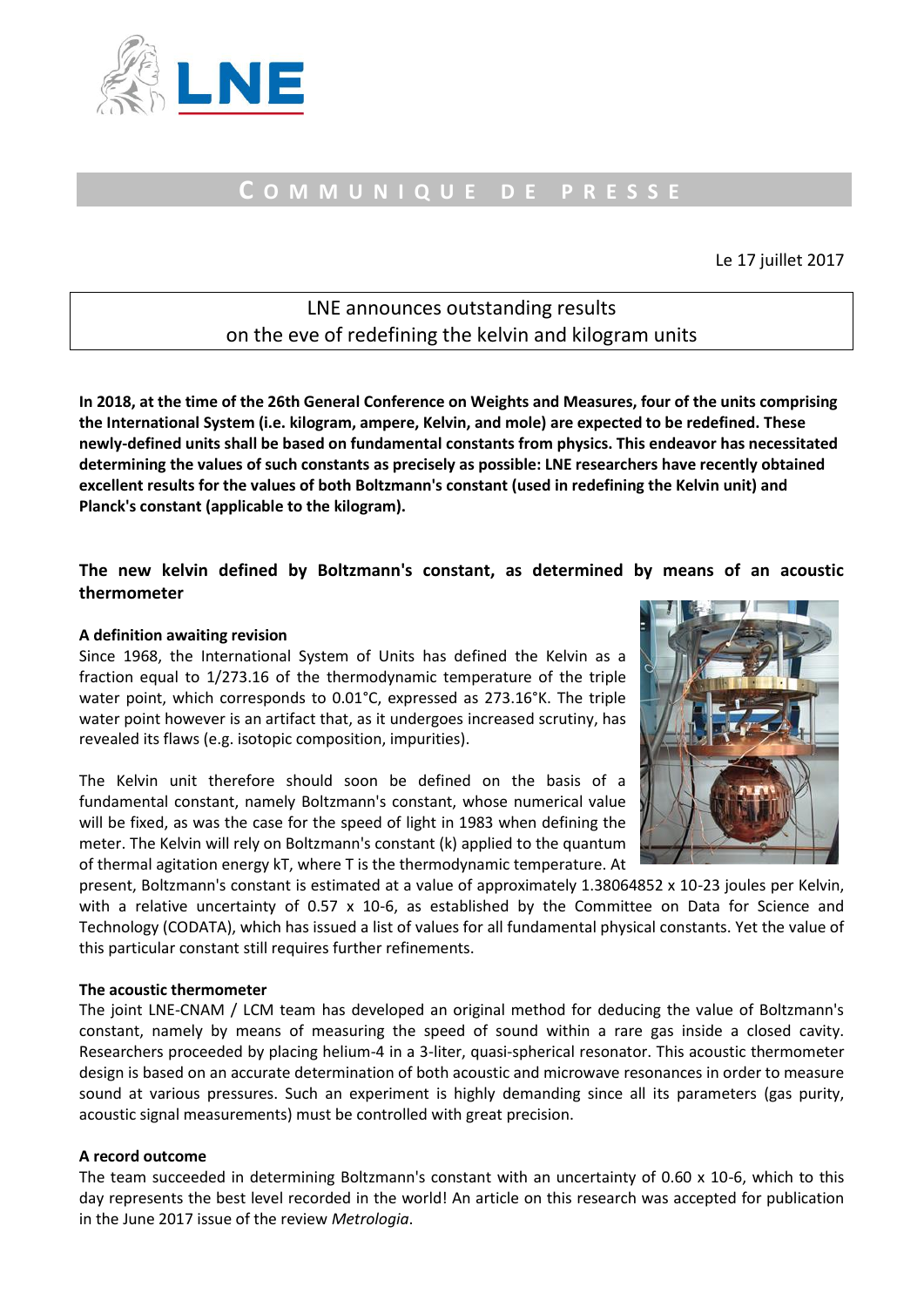COMMUNIQUE DE PRESSE

Le 17 juillet 2017

# LNE announces outstanding results on the eve of redefining the kelvin and kilogram units

**In 2018, at the time of the 26th General Conference on Weights and Measures, four of the units comprising the International System (i.e. kilogram, ampere, Kelvin, and mole) are expected to be redefined. These newly-defined units shall be based on fundamental constants from physics. This endeavor has necessitated determining the values of such constants as precisely as possible: LNE researchers have recently obtained excellent results for the values of both Boltzmann's constant (used in redefining the Kelvin unit) and Planck's constant (applicable to the kilogram).**

## The new kelvin defined by Boltzmann's constant, as determined by means of an acoustic thermometer

### A definition awaiting revision

Since 1968, the International System of Units has defined the Kelvin as a fraction equal to 1/273.16 of the thermodynamic temperature of the triple water point, which corresponds to 0.01°C, expressed as 273.16°K. The triple water point however is an artifact that, as it undergoes increased scrutiny, has revealed its flaws (e.g. isotopic composition, impurities).

The Kelvin unit therefore should soon be defined on the basis of a fundamental constant, namely Boltzmann's constant, whose numerical value will be fixed, as was the case for the speed of light in 1983 when defining the meter. The Kelvin will rely on Boltzmann's constant (k) applied to the quantum of thermal agitation energy kT, where T is the thermodynamic temperature. At present, Boltzmann's constant is estimated at a value of approximately 1.38064852 x 10-23 joules per Kelvin, with a relative uncertainty of 0.57 x 10-6, as established by the Committee on Data for Science and Technology (CODATA), which has issued a list of values for all fundamental physical constants. Yet the value of this particular constant still requires further refinements.

### The acoustic thermometer

The joint LNE-CNAM / LCM team has developed an original method for deducing the value of Boltzmann's constant, namely by means of measuring the speed of sound within a rare gas inside a closed cavity. Researchers proceeded by placing helium-4 in a 3-liter, quasi-spherical resonator. This acoustic thermometer design is based on an accurate determination of both acoustic and microwave resonances in order to measure sound at various pressures. Such an experiment is highly demanding since all its parameters (gas purity, acoustic signal measurements) must be controlled with great precision.

### A record outcome

The team succeeded in determining Boltzmann's constant with an uncertainty of 0.60 x 10-6, which to this day represents the best level recorded in the world! An article on this research was accepted for publication in the June 2017 issue of the review *Metrologia*.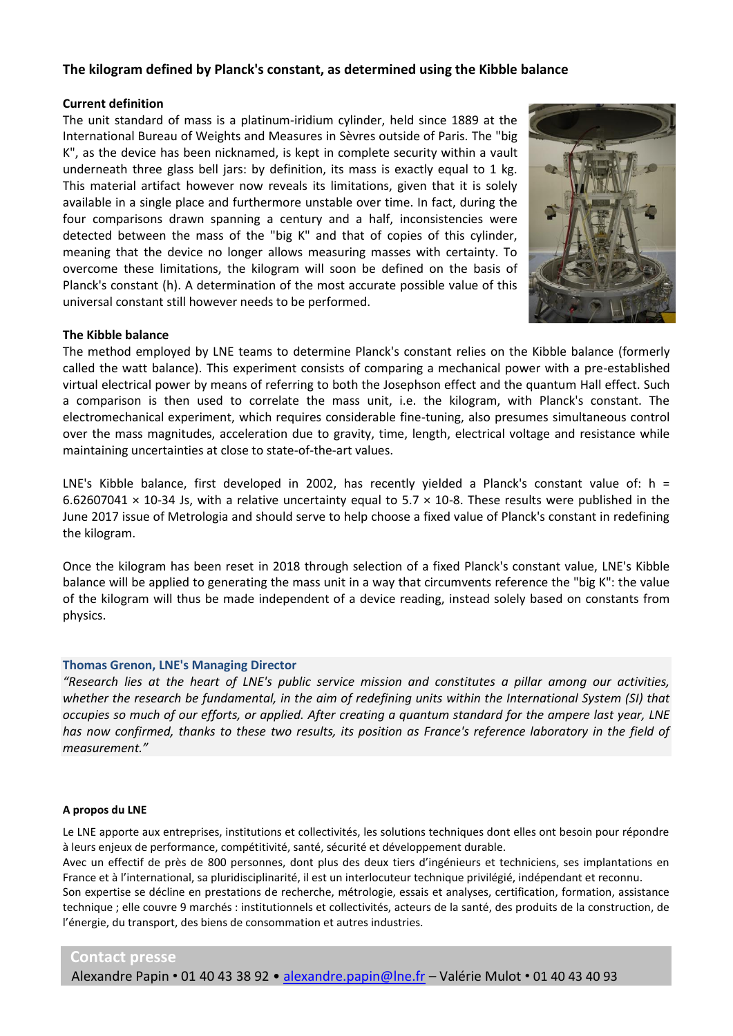### The kilogram defined by Planck's constant, as determined using the Kibble balance

**Current definition**

The unit standard of mass is a platinum-iridium cylinder, held since 1889 at the International Bureau of Weights and Measures in Sèvres outside of Paris. The "big K", as the device has been nicknamed, is kept in complete security within a vault underneath three glass bell jars: by definition, its mass is exactly equal to 1 kg. This material artifact however now reveals its limitations, given that it is solely available in a single place and furthermore unstable over time. In fact, during the four comparisons drawn spanning a century and a half, inconsistencies were detected between the mass of the "big K" and that of copies of this cylinder, meaning that the device no longer allows measuring masses with certainty. To overcome these limitations, the kilogram will soon be defined on the basis of Planck's constant (h). A determination of the most accurate possible value of this universal constant still however needs to be performed.

**The Kibble balance**

The method employed by LNE teams to determine Planck's constant relies on the Kibble balance (formerly called the watt balance). This experiment consists of comparing a mechanical power with a pre-established virtual electrical power by means of referring to both the Josephson effect and the quantum Hall effect. Such a comparison is then used to correlate the mass unit, i.e. the kilogram, with Planck's constant. The electromechanical experiment, which requires considerable fine-tuning, also presumes simultaneous control over the mass magnitudes, acceleration due to gravity, time, length, electrical voltage and resistance while maintaining uncertainties at close to state-of-the-art values.

LNE's Kibble balance, first developed in 2002, has recently yielded a Planck's constant value of: $h = 6.62607041 \times 10^{-34}$ Js, with a relative uncertainty equal to $5.7 \times 10^{-8}$. These results were published in the June 2017 issue of Metrologia and should serve to help choose a fixed value of Planck's constant in redefining the kilogram.

Once the kilogram has been reset in 2018 through selection of a fixed Planck's constant value, LNE's Kibble balance will be applied to generating the mass unit in a way that circumvents reference the "big K": the value of the kilogram will thus be made independent of a device reading, instead solely based on constants from physics.

**Thomas Grenon, LNE's Managing Director**

*"Research lies at the heart of LNE's public service mission and constitutes a pillar among our activities, whether the research be fundamental, in the aim of redefining units within the International System (SI) that occupies so much of our efforts, or applied. After creating a quantum standard for the ampere last year, LNE has now confirmed, thanks to these two results, its position as France's reference laboratory in the field of measurement."*

**A propos du LNE**

Le LNE apporte aux entreprises, institutions et collectivités, les solutions techniques dont elles ont besoin pour répondre à leurs enjeux de performance, compétitivité, santé, sécurité et développement durable.
Avec un effectif de près de 800 personnes, dont plus des deux tiers d'ingénieurs et techniciens, ses implantations en France et à l'international, sa pluridisciplinarité, il est un interlocuteur technique privilégié, indépendant et reconnu.
Son expertise se décline en prestations de recherche, métrologie, essais et analyses, certification, formation, assistance technique ; elle couvre 9 marchés : institutionnels et collectivités, acteurs de la santé, des produits de la construction, de l'énergie, du transport, des biens de consommation et autres industries.

**Contact presse**

Alexandre Papin • 01 40 43 38 92 • alexandre.papin@lne.fr – Valérie Mulot • 01 40 43 40 93